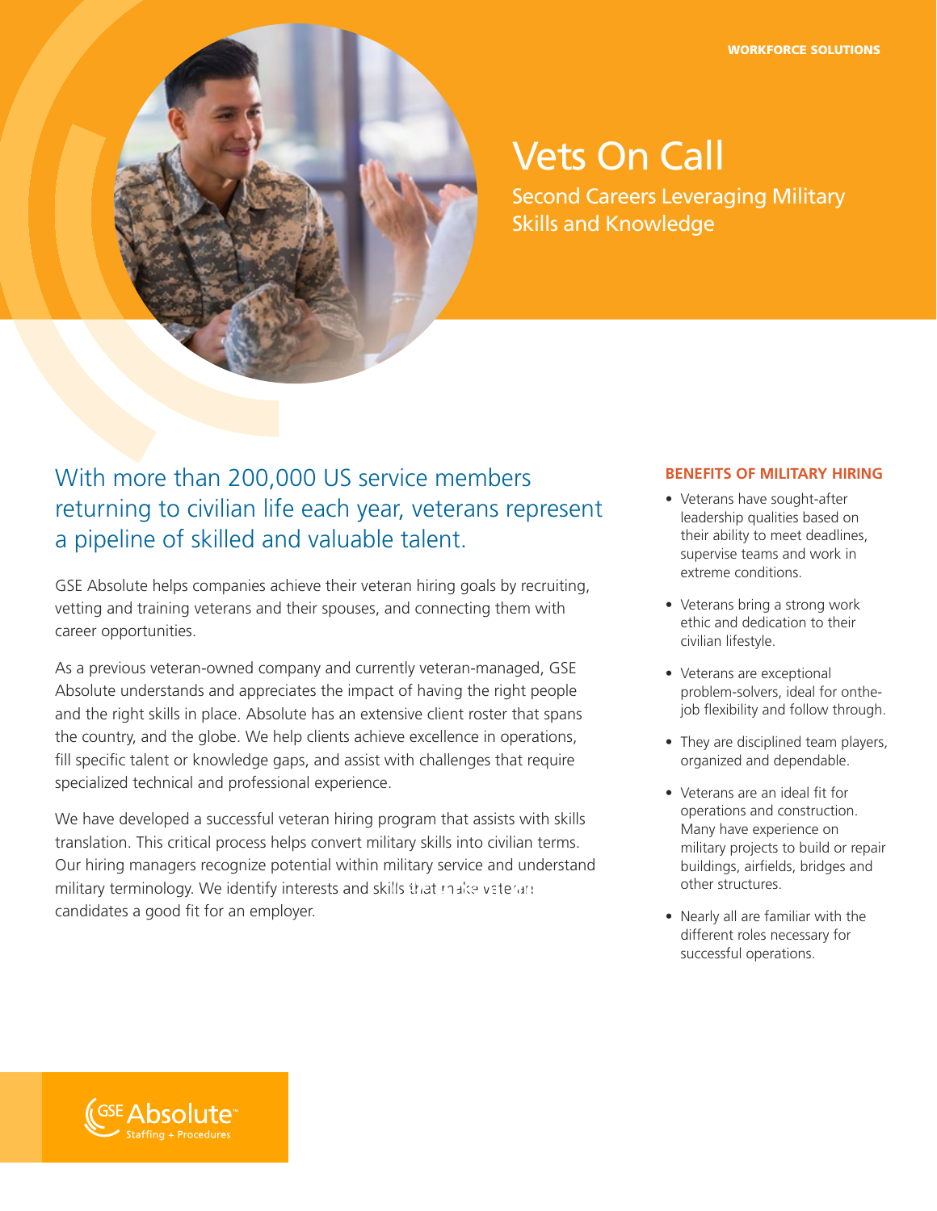WORKFORCE SOLUTIONS

# Vets On Call

## Second Careers Leveraging Military Skills and Knowledge

### With more than 200,000 US service members returning to civilian life each year, veterans represent a pipeline of skilled and valuable talent.

GSE Absolute helps companies achieve their veteran hiring goals by recruiting, vetting and training veterans and their spouses, and connecting them with career opportunities.

As a previous veteran-owned company and currently veteran-managed, GSE Absolute understands and appreciates the impact of having the right people and the right skills in place. Absolute has an extensive client roster that spans the country, and the globe. We help clients achieve excellence in operations, fill specific talent or knowledge gaps, and assist with challenges that require specialized technical and professional experience.

We have developed a successful veteran hiring program that assists with skills translation. This critical process helps convert military skills into civilian terms. Our hiring managers recognize potential within military service and understand military terminology. We identify interests and skills that make veteran candidates a good fit for an employer.

**BENEFITS OF MILITARY HIRING**

- Veterans have sought-after leadership qualities based on their ability to meet deadlines, supervise teams and work in extreme conditions.
- Veterans bring a strong work ethic and dedication to their civilian lifestyle.
- Veterans are exceptional problem-solvers, ideal for onthe-job flexibility and follow through.
- They are disciplined team players, organized and dependable.
- Veterans are an ideal fit for operations and construction. Many have experience on military projects to build or repair buildings, airfields, bridges and other structures.
- Nearly all are familiar with the different roles necessary for successful operations.

GSE Absolute™ Staffing + Procedures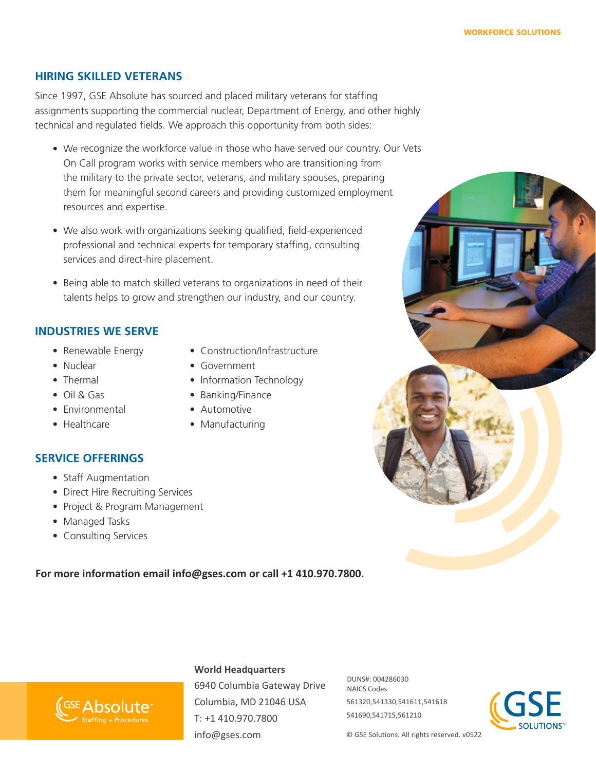## HIRING SKILLED VETERANS

Since 1997, GSE Absolute has sourced and placed military veterans for staffing assignments supporting the commercial nuclear, Department of Energy, and other highly technical and regulated fields. We approach this opportunity from both sides:

- We recognize the workforce value in those who have served our country. Our Vets On Call program works with service members who are transitioning from the military to the private sector, veterans, and military spouses, preparing them for meaningful second careers and providing customized employment resources and expertise.
- We also work with organizations seeking qualified, field-experienced professional and technical experts for temporary staffing, consulting services and direct-hire placement.
- Being able to match skilled veterans to organizations in need of their talents helps to grow and strengthen our industry, and our country.

## INDUSTRIES WE SERVE

- Renewable Energy
- Nuclear
- Thermal
- Oil & Gas
- Environmental
- Healthcare
- Construction/Infrastructure
- Government
- Information Technology
- Banking/Finance
- Automotive
- Manufacturing

## SERVICE OFFERINGS

- Staff Augmentation
- Direct Hire Recruiting Services
- Project & Program Management
- Managed Tasks
- Consulting Services

**For more information email info@gses.com or call +1 410.970.7800.**

GSE Absolute™ Staffing + Procedures

**World Headquarters**
6940 Columbia Gateway Drive
Columbia, MD 21046 USA
T: +1 410.970.7800
info@gses.com

DUNS#: 004286030
NAICS Codes
561320,541330,541611,541618
541690,541715,561210

© GSE Solutions. All rights reserved. v0522

GSE SOLUTIONS™